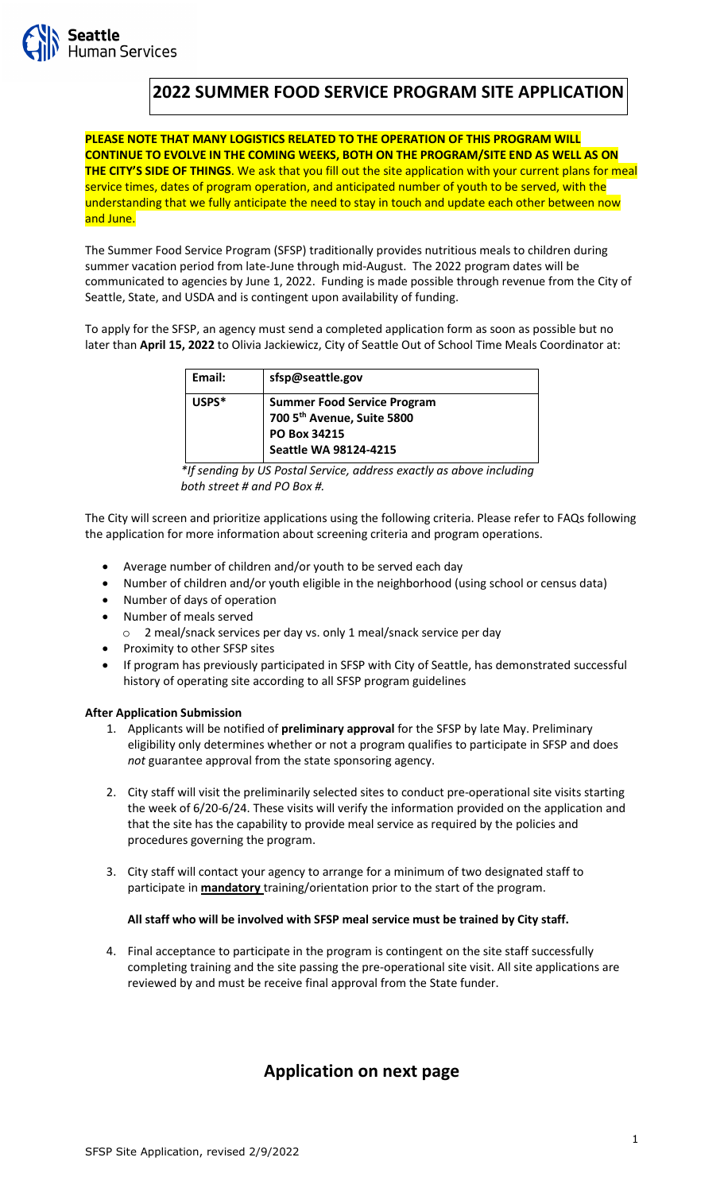# 2022 SUMMER FOOD SERVICE PROGRAM SITE APPLICATION

**PLEASE NOTE THAT MANY LOGISTICS RELATED TO THE OPERATION OF THIS PROGRAM WILL CONTINUE TO EVOLVE IN THE COMING WEEKS, BOTH ON THE PROGRAM/SITE END AS WELL AS ON THE CITY'S SIDE OF THINGS**. We ask that you fill out the site application with your current plans for meal service times, dates of program operation, and anticipated number of youth to be served, with the understanding that we fully anticipate the need to stay in touch and update each other between now and June.

The Summer Food Service Program (SFSP) traditionally provides nutritious meals to children during summer vacation period from late-June through mid-August. The 2022 program dates will be communicated to agencies by June 1, 2022. Funding is made possible through revenue from the City of Seattle, State, and USDA and is contingent upon availability of funding.

To apply for the SFSP, an agency must send a completed application form as soon as possible but no later than **April 15, 2022** to Olivia Jackiewicz, City of Seattle Out of School Time Meals Coordinator at:

| **Email:** | **sfsp@seattle.gov** |
|---|---|
| **USPS*** | **Summer Food Service Program**<br>**700 5th Avenue, Suite 5800**<br>**PO Box 34215**<br>**Seattle WA 98124-4215** |

*\*If sending by US Postal Service, address exactly as above including both street # and PO Box #.*

The City will screen and prioritize applications using the following criteria. Please refer to FAQs following the application for more information about screening criteria and program operations.

- Average number of children and/or youth to be served each day
- Number of children and/or youth eligible in the neighborhood (using school or census data)
- Number of days of operation
- Number of meals served
  - 2 meal/snack services per day vs. only 1 meal/snack service per day
- Proximity to other SFSP sites
- If program has previously participated in SFSP with City of Seattle, has demonstrated successful history of operating site according to all SFSP program guidelines

**After Application Submission**

1. Applicants will be notified of **preliminary approval** for the SFSP by late May. Preliminary eligibility only determines whether or not a program qualifies to participate in SFSP and does *not* guarantee approval from the state sponsoring agency.

2. City staff will visit the preliminarily selected sites to conduct pre-operational site visits starting the week of 6/20-6/24. These visits will verify the information provided on the application and that the site has the capability to provide meal service as required by the policies and procedures governing the program.

3. City staff will contact your agency to arrange for a minimum of two designated staff to participate in **mandatory** training/orientation prior to the start of the program.

   **All staff who will be involved with SFSP meal service must be trained by City staff.**

4. Final acceptance to participate in the program is contingent on the site staff successfully completing training and the site passing the pre-operational site visit. All site applications are reviewed by and must be receive final approval from the State funder.

## Application on next page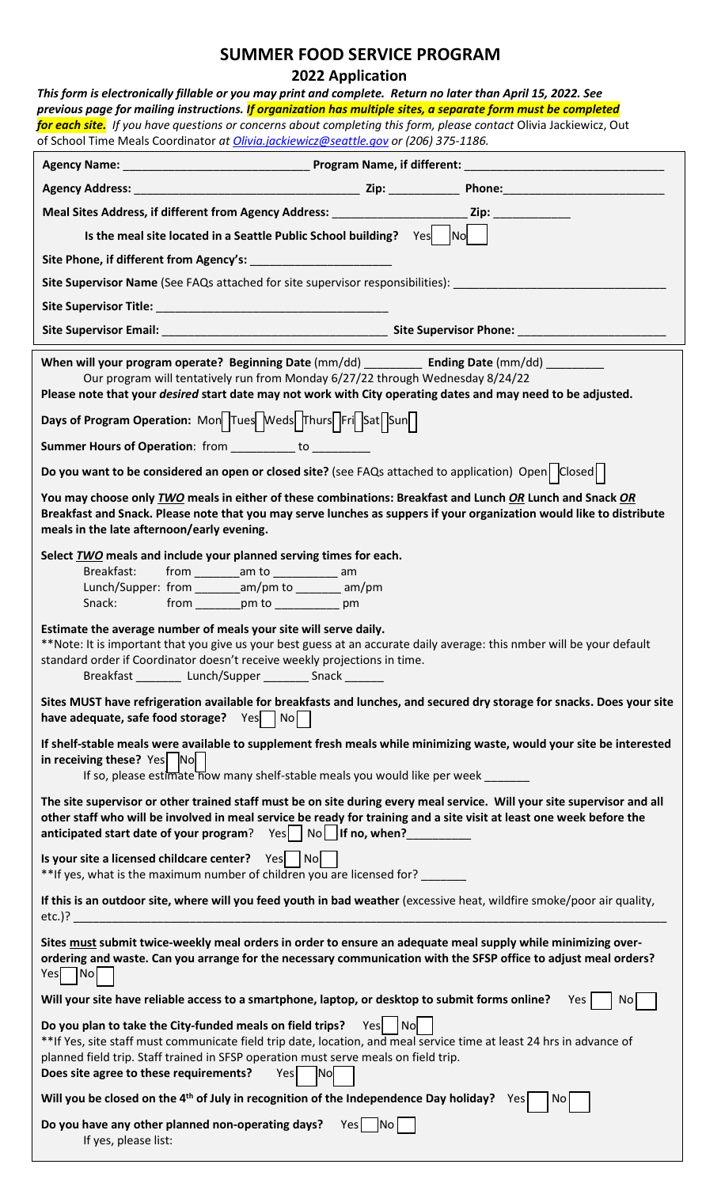# SUMMER FOOD SERVICE PROGRAM

## 2022 Application

***This form is electronically fillable or you may print and complete. Return no later than April 15, 2022. See previous page for mailing instructions. If organization has multiple sites, a separate form must be completed for each site.*** *If you have questions or concerns about completing this form, please contact* Olivia Jackiewicz, Out of School Time Meals Coordinator *at Olivia.jackiewicz@seattle.gov or (206) 375-1186.*

**Agency Name:** ____________________________ **Program Name, if different:** ______________________________

**Agency Address:** __________________________________ **Zip:** __________ **Phone:** ________________________

**Meal Sites Address, if different from Agency Address:** ____________________ **Zip:** ___________

**Is the meal site located in a Seattle Public School building?** Yes [ ] No [ ]

**Site Phone, if different from Agency's:** _____________________

**Site Supervisor Name** (See FAQs attached for site supervisor responsibilities): _______________________________

**Site Supervisor Title:** ___________________________________

**Site Supervisor Email:** __________________________________ **Site Supervisor Phone:** ______________________

---

**When will your program operate? Beginning Date** (mm/dd) _________ **Ending Date** (mm/dd) ________

Our program will tentatively run from Monday 6/27/22 through Wednesday 8/24/22

**Please note that your *desired* start date may not work with City operating dates and may need to be adjusted.**

**Days of Program Operation:** Mon [ ] Tues [ ] Weds [ ] Thurs [ ] Fri [ ] Sat [ ] Sun [ ]

**Summer Hours of Operation**: from __________ to _________

**Do you want to be considered an open or closed site?** (see FAQs attached to application) Open [ ] Closed [ ]

**You may choose only *TWO* meals in either of these combinations: Breakfast and Lunch *OR* Lunch and Snack *OR* Breakfast and Snack. Please note that you may serve lunches as suppers if your organization would like to distribute meals in the late afternoon/early evening.**

**Select *TWO* meals and include your planned serving times for each.**

Breakfast: from _______am to __________ am
Lunch/Supper: from _______am/pm to _______ am/pm
Snack: from _______pm to __________ pm

**Estimate the average number of meals your site will serve daily.**
**Note: It is important that you give us your best guess at an accurate daily average: this nmber will be your default standard order if Coordinator doesn't receive weekly projections in time.

Breakfast _______ Lunch/Supper _______ Snack ______

**Sites MUST have refrigeration available for breakfasts and lunches, and secured dry storage for snacks. Does your site have adequate, safe food storage?** Yes [ ] No [ ]

**If shelf-stable meals were available to supplement fresh meals while minimizing waste, would your site be interested in receiving these?** Yes [ ] No [ ]
If so, please estimate how many shelf-stable meals you would like per week _______

**The site supervisor or other trained staff must be on site during every meal service. Will your site supervisor and all other staff who will be involved in meal service be ready for training and a site visit at least one week before the anticipated start date of your program**? Yes [ ] No [ ] **If no, when?**_________

**Is your site a licensed childcare center?** Yes [ ] No [ ]
**If yes, what is the maximum number of children you are licensed for? _______

**If this is an outdoor site, where will you feed youth in bad weather** (excessive heat, wildfire smoke/poor air quality, etc.)? ______________________________________________________________________________

**Sites must submit twice-weekly meal orders in order to ensure an adequate meal supply while minimizing over-ordering and waste. Can you arrange for the necessary communication with the SFSP office to adjust meal orders?** Yes [ ] No [ ]

**Will your site have reliable access to a smartphone, laptop, or desktop to submit forms online?** Yes [ ] No [ ]

**Do you plan to take the City-funded meals on field trips?** Yes [ ] No [ ]
**If Yes, site staff must communicate field trip date, location, and meal service time at least 24 hrs in advance of planned field trip. Staff trained in SFSP operation must serve meals on field trip.
**Does site agree to these requirements?** Yes [ ] No [ ]

**Will you be closed on the 4th of July in recognition of the Independence Day holiday?** Yes [ ] No [ ]

**Do you have any other planned non-operating days?** Yes [ ] No [ ]
If yes, please list: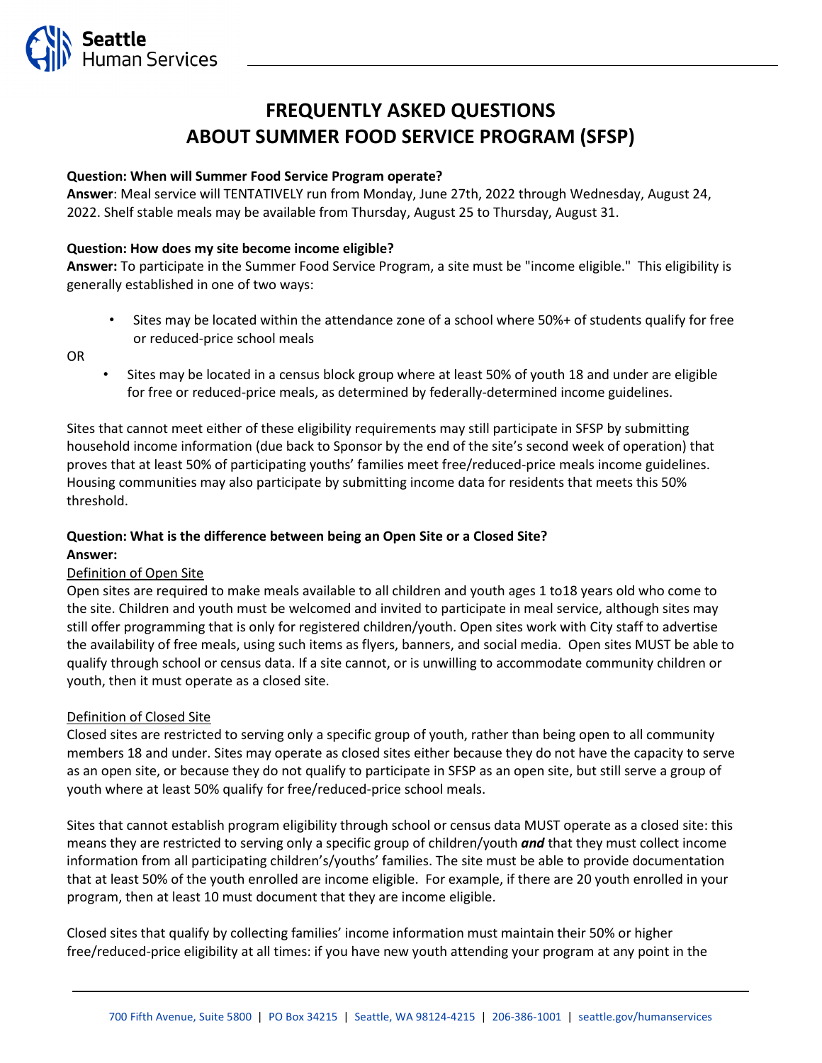# FREQUENTLY ASKED QUESTIONS ABOUT SUMMER FOOD SERVICE PROGRAM (SFSP)

**Question: When will Summer Food Service Program operate?**
**Answer**: Meal service will TENTATIVELY run from Monday, June 27th, 2022 through Wednesday, August 24, 2022. Shelf stable meals may be available from Thursday, August 25 to Thursday, August 31.

**Question: How does my site become income eligible?**
**Answer:** To participate in the Summer Food Service Program, a site must be "income eligible." This eligibility is generally established in one of two ways:

- Sites may be located within the attendance zone of a school where 50%+ of students qualify for free or reduced-price school meals

OR

- Sites may be located in a census block group where at least 50% of youth 18 and under are eligible for free or reduced-price meals, as determined by federally-determined income guidelines.

Sites that cannot meet either of these eligibility requirements may still participate in SFSP by submitting household income information (due back to Sponsor by the end of the site's second week of operation) that proves that at least 50% of participating youths' families meet free/reduced-price meals income guidelines. Housing communities may also participate by submitting income data for residents that meets this 50% threshold.

**Question: What is the difference between being an Open Site or a Closed Site?**
**Answer:**

Definition of Open Site

Open sites are required to make meals available to all children and youth ages 1 to18 years old who come to the site. Children and youth must be welcomed and invited to participate in meal service, although sites may still offer programming that is only for registered children/youth. Open sites work with City staff to advertise the availability of free meals, using such items as flyers, banners, and social media. Open sites MUST be able to qualify through school or census data. If a site cannot, or is unwilling to accommodate community children or youth, then it must operate as a closed site.

Definition of Closed Site

Closed sites are restricted to serving only a specific group of youth, rather than being open to all community members 18 and under. Sites may operate as closed sites either because they do not have the capacity to serve as an open site, or because they do not qualify to participate in SFSP as an open site, but still serve a group of youth where at least 50% qualify for free/reduced-price school meals.

Sites that cannot establish program eligibility through school or census data MUST operate as a closed site: this means they are restricted to serving only a specific group of children/youth ***and*** that they must collect income information from all participating children's/youths' families. The site must be able to provide documentation that at least 50% of the youth enrolled are income eligible. For example, if there are 20 youth enrolled in your program, then at least 10 must document that they are income eligible.

Closed sites that qualify by collecting families' income information must maintain their 50% or higher free/reduced-price eligibility at all times: if you have new youth attending your program at any point in the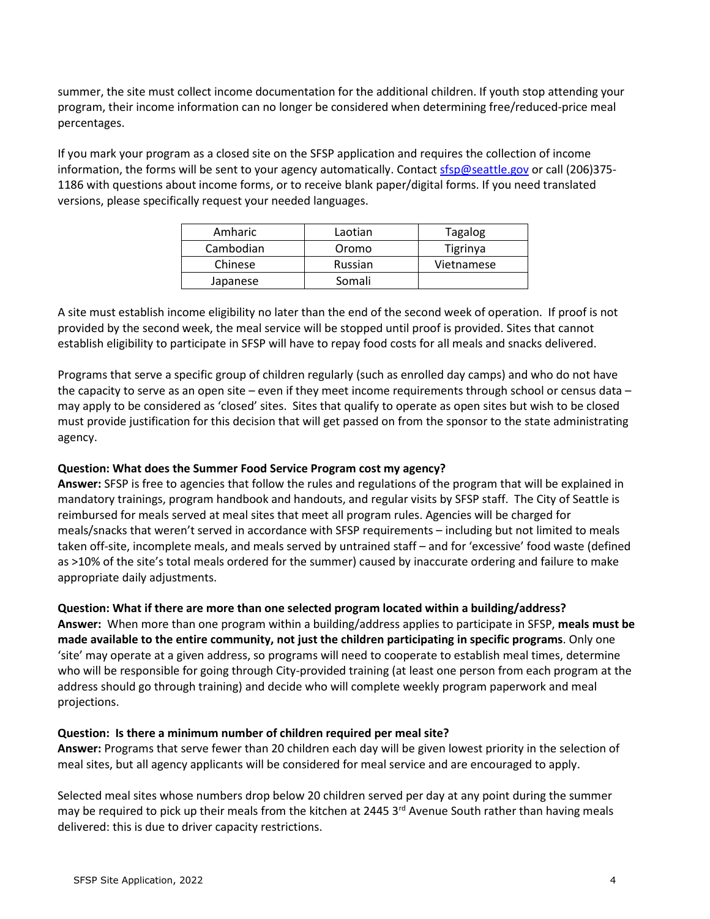summer, the site must collect income documentation for the additional children. If youth stop attending your program, their income information can no longer be considered when determining free/reduced-price meal percentages.

If you mark your program as a closed site on the SFSP application and requires the collection of income information, the forms will be sent to your agency automatically. Contact sfsp@seattle.gov or call (206)375-1186 with questions about income forms, or to receive blank paper/digital forms. If you need translated versions, please specifically request your needed languages.

| Amharic | Laotian | Tagalog |
|---|---|---|
| Cambodian | Oromo | Tigrinya |
| Chinese | Russian | Vietnamese |
| Japanese | Somali | |

A site must establish income eligibility no later than the end of the second week of operation. If proof is not provided by the second week, the meal service will be stopped until proof is provided. Sites that cannot establish eligibility to participate in SFSP will have to repay food costs for all meals and snacks delivered.

Programs that serve a specific group of children regularly (such as enrolled day camps) and who do not have the capacity to serve as an open site – even if they meet income requirements through school or census data – may apply to be considered as 'closed' sites. Sites that qualify to operate as open sites but wish to be closed must provide justification for this decision that will get passed on from the sponsor to the state administrating agency.

**Question: What does the Summer Food Service Program cost my agency?**
**Answer:** SFSP is free to agencies that follow the rules and regulations of the program that will be explained in mandatory trainings, program handbook and handouts, and regular visits by SFSP staff. The City of Seattle is reimbursed for meals served at meal sites that meet all program rules. Agencies will be charged for meals/snacks that weren't served in accordance with SFSP requirements – including but not limited to meals taken off-site, incomplete meals, and meals served by untrained staff – and for 'excessive' food waste (defined as >10% of the site's total meals ordered for the summer) caused by inaccurate ordering and failure to make appropriate daily adjustments.

**Question: What if there are more than one selected program located within a building/address?**
**Answer:** When more than one program within a building/address applies to participate in SFSP, **meals must be made available to the entire community, not just the children participating in specific programs**. Only one 'site' may operate at a given address, so programs will need to cooperate to establish meal times, determine who will be responsible for going through City-provided training (at least one person from each program at the address should go through training) and decide who will complete weekly program paperwork and meal projections.

**Question: Is there a minimum number of children required per meal site?**
**Answer:** Programs that serve fewer than 20 children each day will be given lowest priority in the selection of meal sites, but all agency applicants will be considered for meal service and are encouraged to apply.

Selected meal sites whose numbers drop below 20 children served per day at any point during the summer may be required to pick up their meals from the kitchen at 2445 3rd Avenue South rather than having meals delivered: this is due to driver capacity restrictions.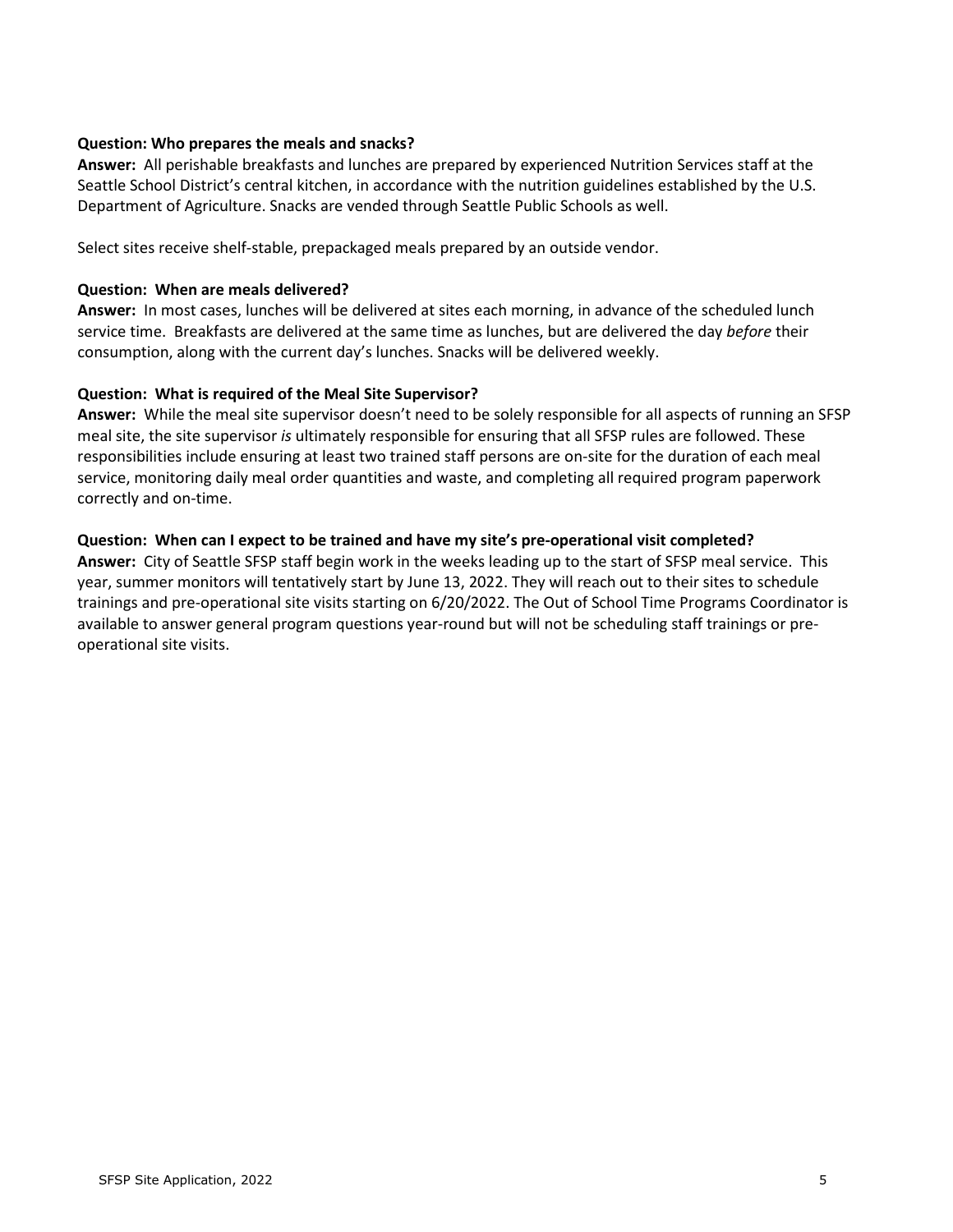**Question: Who prepares the meals and snacks?**
**Answer:** All perishable breakfasts and lunches are prepared by experienced Nutrition Services staff at the Seattle School District's central kitchen, in accordance with the nutrition guidelines established by the U.S. Department of Agriculture. Snacks are vended through Seattle Public Schools as well.

Select sites receive shelf-stable, prepackaged meals prepared by an outside vendor.

**Question: When are meals delivered?**
**Answer:** In most cases, lunches will be delivered at sites each morning, in advance of the scheduled lunch service time. Breakfasts are delivered at the same time as lunches, but are delivered the day *before* their consumption, along with the current day's lunches. Snacks will be delivered weekly.

**Question: What is required of the Meal Site Supervisor?**
**Answer:** While the meal site supervisor doesn't need to be solely responsible for all aspects of running an SFSP meal site, the site supervisor *is* ultimately responsible for ensuring that all SFSP rules are followed. These responsibilities include ensuring at least two trained staff persons are on-site for the duration of each meal service, monitoring daily meal order quantities and waste, and completing all required program paperwork correctly and on-time.

**Question: When can I expect to be trained and have my site's pre-operational visit completed?**
**Answer:** City of Seattle SFSP staff begin work in the weeks leading up to the start of SFSP meal service. This year, summer monitors will tentatively start by June 13, 2022. They will reach out to their sites to schedule trainings and pre-operational site visits starting on 6/20/2022. The Out of School Time Programs Coordinator is available to answer general program questions year-round but will not be scheduling staff trainings or pre-operational site visits.